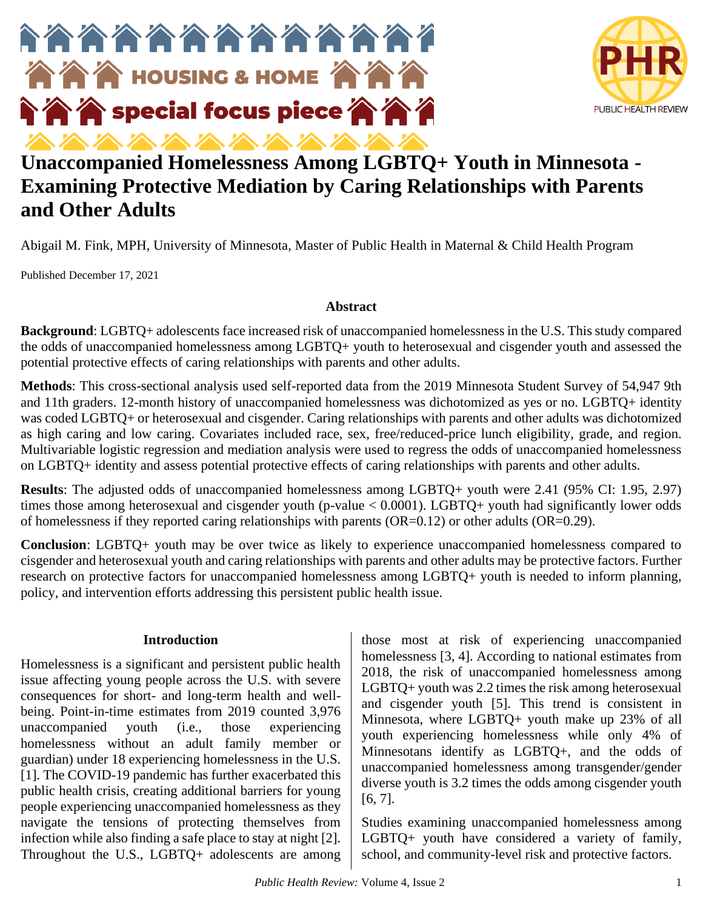HOUSING & HOME

special focus piece

# Unaccompanied Homelessness Among LGBTQ+ Youth in Minnesota - Examining Protective Mediation by Caring Relationships with Parents and Other Adults

Abigail M. Fink, MPH, University of Minnesota, Master of Public Health in Maternal & Child Health Program

Published December 17, 2021

### Abstract

**Background**: LGBTQ+ adolescents face increased risk of unaccompanied homelessness in the U.S. This study compared the odds of unaccompanied homelessness among LGBTQ+ youth to heterosexual and cisgender youth and assessed the potential protective effects of caring relationships with parents and other adults.

**Methods**: This cross-sectional analysis used self-reported data from the 2019 Minnesota Student Survey of 54,947 9th and 11th graders. 12-month history of unaccompanied homelessness was dichotomized as yes or no. LGBTQ+ identity was coded LGBTQ+ or heterosexual and cisgender. Caring relationships with parents and other adults was dichotomized as high caring and low caring. Covariates included race, sex, free/reduced-price lunch eligibility, grade, and region. Multivariable logistic regression and mediation analysis were used to regress the odds of unaccompanied homelessness on LGBTQ+ identity and assess potential protective effects of caring relationships with parents and other adults.

**Results**: The adjusted odds of unaccompanied homelessness among LGBTQ+ youth were 2.41 (95% CI: 1.95, 2.97) times those among heterosexual and cisgender youth (p-value < 0.0001). LGBTQ+ youth had significantly lower odds of homelessness if they reported caring relationships with parents (OR=0.12) or other adults (OR=0.29).

**Conclusion**: LGBTQ+ youth may be over twice as likely to experience unaccompanied homelessness compared to cisgender and heterosexual youth and caring relationships with parents and other adults may be protective factors. Further research on protective factors for unaccompanied homelessness among LGBTQ+ youth is needed to inform planning, policy, and intervention efforts addressing this persistent public health issue.

### Introduction

Homelessness is a significant and persistent public health issue affecting young people across the U.S. with severe consequences for short- and long-term health and well-being. Point-in-time estimates from 2019 counted 3,976 unaccompanied youth (i.e., those experiencing homelessness without an adult family member or guardian) under 18 experiencing homelessness in the U.S. [1]. The COVID-19 pandemic has further exacerbated this public health crisis, creating additional barriers for young people experiencing unaccompanied homelessness as they navigate the tensions of protecting themselves from infection while also finding a safe place to stay at night [2]. Throughout the U.S., LGBTQ+ adolescents are among those most at risk of experiencing unaccompanied homelessness [3, 4]. According to national estimates from 2018, the risk of unaccompanied homelessness among LGBTQ+ youth was 2.2 times the risk among heterosexual and cisgender youth [5]. This trend is consistent in Minnesota, where LGBTQ+ youth make up 23% of all youth experiencing homelessness while only 4% of Minnesotans identify as LGBTQ+, and the odds of unaccompanied homelessness among transgender/gender diverse youth is 3.2 times the odds among cisgender youth [6, 7].

Studies examining unaccompanied homelessness among LGBTQ+ youth have considered a variety of family, school, and community-level risk and protective factors.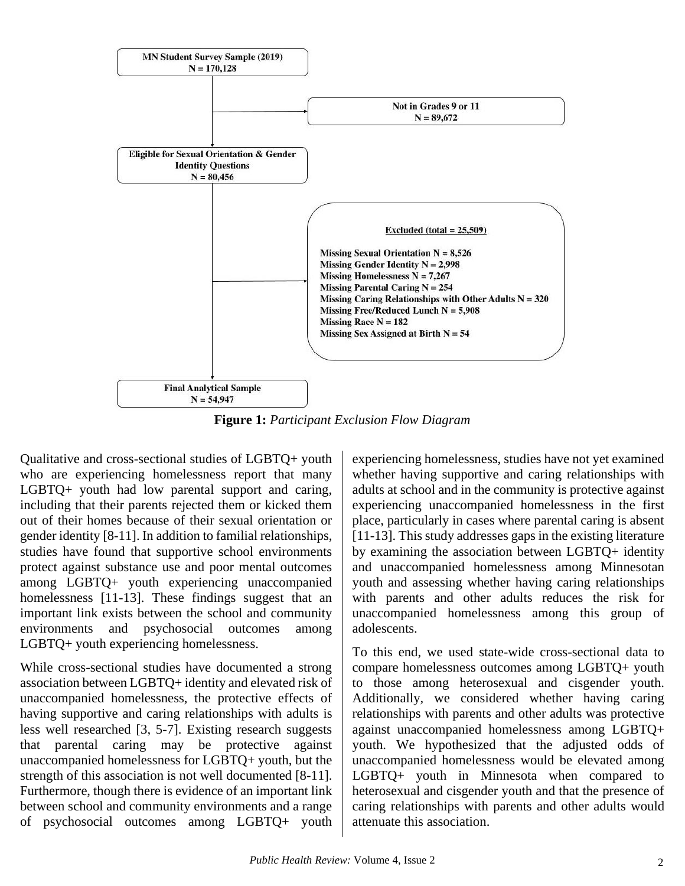MN Student Survey Sample (2019)
N = 170,128

Not in Grades 9 or 11
N = 89,672

Eligible for Sexual Orientation & Gender Identity Questions
N = 80,456

Excluded (total = 25,509)

Missing Sexual Orientation N = 8,526
Missing Gender Identity N = 2,998
Missing Homelessness N = 7,267
Missing Parental Caring N = 254
Missing Caring Relationships with Other Adults N = 320
Missing Free/Reduced Lunch N = 5,908
Missing Race N = 182
Missing Sex Assigned at Birth N = 54

Final Analytical Sample
N = 54,947

**Figure 1:** *Participant Exclusion Flow Diagram*

Qualitative and cross-sectional studies of LGBTQ+ youth who are experiencing homelessness report that many LGBTQ+ youth had low parental support and caring, including that their parents rejected them or kicked them out of their homes because of their sexual orientation or gender identity [8-11]. In addition to familial relationships, studies have found that supportive school environments protect against substance use and poor mental outcomes among LGBTQ+ youth experiencing unaccompanied homelessness [11-13]. These findings suggest that an important link exists between the school and community environments and psychosocial outcomes among LGBTQ+ youth experiencing homelessness.

While cross-sectional studies have documented a strong association between LGBTQ+ identity and elevated risk of unaccompanied homelessness, the protective effects of having supportive and caring relationships with adults is less well researched [3, 5-7]. Existing research suggests that parental caring may be protective against unaccompanied homelessness for LGBTQ+ youth, but the strength of this association is not well documented [8-11]. Furthermore, though there is evidence of an important link between school and community environments and a range of psychosocial outcomes among LGBTQ+ youth experiencing homelessness, studies have not yet examined whether having supportive and caring relationships with adults at school and in the community is protective against experiencing unaccompanied homelessness in the first place, particularly in cases where parental caring is absent [11-13]. This study addresses gaps in the existing literature by examining the association between LGBTQ+ identity and unaccompanied homelessness among Minnesotan youth and assessing whether having caring relationships with parents and other adults reduces the risk for unaccompanied homelessness among this group of adolescents.

To this end, we used state-wide cross-sectional data to compare homelessness outcomes among LGBTQ+ youth to those among heterosexual and cisgender youth. Additionally, we considered whether having caring relationships with parents and other adults was protective against unaccompanied homelessness among LGBTQ+ youth. We hypothesized that the adjusted odds of unaccompanied homelessness would be elevated among LGBTQ+ youth in Minnesota when compared to heterosexual and cisgender youth and that the presence of caring relationships with parents and other adults would attenuate this association.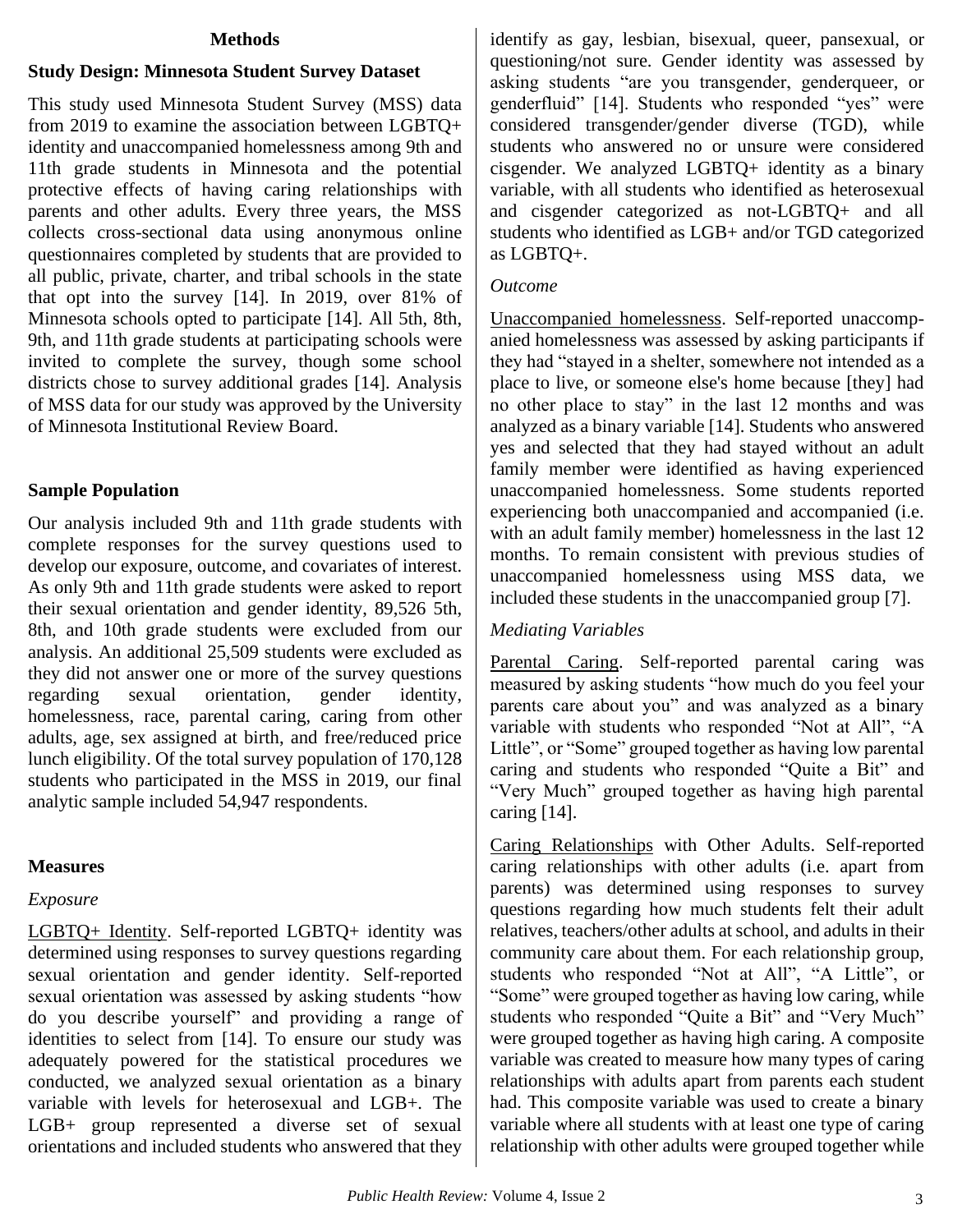## Methods

### Study Design: Minnesota Student Survey Dataset

This study used Minnesota Student Survey (MSS) data from 2019 to examine the association between LGBTQ+ identity and unaccompanied homelessness among 9th and 11th grade students in Minnesota and the potential protective effects of having caring relationships with parents and other adults. Every three years, the MSS collects cross-sectional data using anonymous online questionnaires completed by students that are provided to all public, private, charter, and tribal schools in the state that opt into the survey [14]. In 2019, over 81% of Minnesota schools opted to participate [14]. All 5th, 8th, 9th, and 11th grade students at participating schools were invited to complete the survey, though some school districts chose to survey additional grades [14]. Analysis of MSS data for our study was approved by the University of Minnesota Institutional Review Board.

### Sample Population

Our analysis included 9th and 11th grade students with complete responses for the survey questions used to develop our exposure, outcome, and covariates of interest. As only 9th and 11th grade students were asked to report their sexual orientation and gender identity, 89,526 5th, 8th, and 10th grade students were excluded from our analysis. An additional 25,509 students were excluded as they did not answer one or more of the survey questions regarding sexual orientation, gender identity, homelessness, race, parental caring, caring from other adults, age, sex assigned at birth, and free/reduced price lunch eligibility. Of the total survey population of 170,128 students who participated in the MSS in 2019, our final analytic sample included 54,947 respondents.

### Measures

*Exposure*

LGBTQ+ Identity. Self-reported LGBTQ+ identity was determined using responses to survey questions regarding sexual orientation and gender identity. Self-reported sexual orientation was assessed by asking students "how do you describe yourself" and providing a range of identities to select from [14]. To ensure our study was adequately powered for the statistical procedures we conducted, we analyzed sexual orientation as a binary variable with levels for heterosexual and LGB+. The LGB+ group represented a diverse set of sexual orientations and included students who answered that they identify as gay, lesbian, bisexual, queer, pansexual, or questioning/not sure. Gender identity was assessed by asking students "are you transgender, genderqueer, or genderfluid" [14]. Students who responded "yes" were considered transgender/gender diverse (TGD), while students who answered no or unsure were considered cisgender. We analyzed LGBTQ+ identity as a binary variable, with all students who identified as heterosexual and cisgender categorized as not-LGBTQ+ and all students who identified as LGB+ and/or TGD categorized as LGBTQ+.

*Outcome*

Unaccompanied homelessness. Self-reported unaccompanied homelessness was assessed by asking participants if they had "stayed in a shelter, somewhere not intended as a place to live, or someone else's home because [they] had no other place to stay" in the last 12 months and was analyzed as a binary variable [14]. Students who answered yes and selected that they had stayed without an adult family member were identified as having experienced unaccompanied homelessness. Some students reported experiencing both unaccompanied and accompanied (i.e. with an adult family member) homelessness in the last 12 months. To remain consistent with previous studies of unaccompanied homelessness using MSS data, we included these students in the unaccompanied group [7].

*Mediating Variables*

Parental Caring. Self-reported parental caring was measured by asking students "how much do you feel your parents care about you" and was analyzed as a binary variable with students who responded "Not at All", "A Little", or "Some" grouped together as having low parental caring and students who responded "Quite a Bit" and "Very Much" grouped together as having high parental caring [14].

Caring Relationships with Other Adults. Self-reported caring relationships with other adults (i.e. apart from parents) was determined using responses to survey questions regarding how much students felt their adult relatives, teachers/other adults at school, and adults in their community care about them. For each relationship group, students who responded "Not at All", "A Little", or "Some" were grouped together as having low caring, while students who responded "Quite a Bit" and "Very Much" were grouped together as having high caring. A composite variable was created to measure how many types of caring relationships with adults apart from parents each student had. This composite variable was used to create a binary variable where all students with at least one type of caring relationship with other adults were grouped together while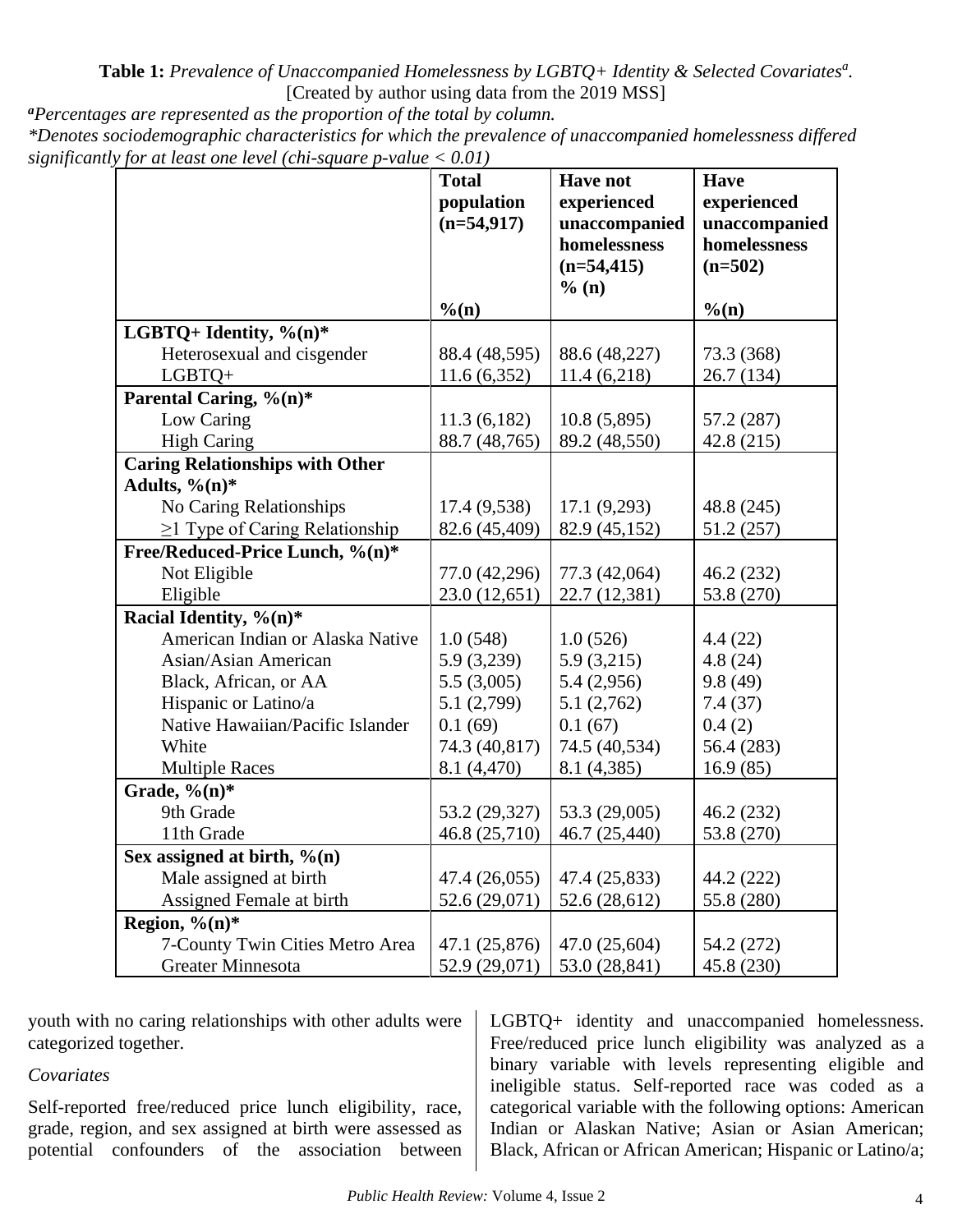**Table 1:** *Prevalence of Unaccompanied Homelessness by LGBTQ+ Identity & Selected Covariates[a].*
[Created by author using data from the 2019 MSS]

*[a]Percentages are represented as the proportion of the total by column.*
*\*Denotes sociodemographic characteristics for which the prevalence of unaccompanied homelessness differed significantly for at least one level (chi-square p-value < 0.01)*

| | Total population (n=54,917) %(n) | Have not experienced unaccompanied homelessness (n=54,415) % (n) | Have experienced unaccompanied homelessness (n=502) %(n) |
|---|---|---|---|
| **LGBTQ+ Identity, %(n)*** | | | |
| Heterosexual and cisgender | 88.4 (48,595) | 88.6 (48,227) | 73.3 (368) |
| LGBTQ+ | 11.6 (6,352) | 11.4 (6,218) | 26.7 (134) |
| **Parental Caring, %(n)*** | | | |
| Low Caring | 11.3 (6,182) | 10.8 (5,895) | 57.2 (287) |
| High Caring | 88.7 (48,765) | 89.2 (48,550) | 42.8 (215) |
| **Caring Relationships with Other Adults, %(n)*** | | | |
| No Caring Relationships | 17.4 (9,538) | 17.1 (9,293) | 48.8 (245) |
| ≥1 Type of Caring Relationship | 82.6 (45,409) | 82.9 (45,152) | 51.2 (257) |
| **Free/Reduced-Price Lunch, %(n)*** | | | |
| Not Eligible | 77.0 (42,296) | 77.3 (42,064) | 46.2 (232) |
| Eligible | 23.0 (12,651) | 22.7 (12,381) | 53.8 (270) |
| **Racial Identity, %(n)*** | | | |
| American Indian or Alaska Native | 1.0 (548) | 1.0 (526) | 4.4 (22) |
| Asian/Asian American | 5.9 (3,239) | 5.9 (3,215) | 4.8 (24) |
| Black, African, or AA | 5.5 (3,005) | 5.4 (2,956) | 9.8 (49) |
| Hispanic or Latino/a | 5.1 (2,799) | 5.1 (2,762) | 7.4 (37) |
| Native Hawaiian/Pacific Islander | 0.1 (69) | 0.1 (67) | 0.4 (2) |
| White | 74.3 (40,817) | 74.5 (40,534) | 56.4 (283) |
| Multiple Races | 8.1 (4,470) | 8.1 (4,385) | 16.9 (85) |
| **Grade, %(n)*** | | | |
| 9th Grade | 53.2 (29,327) | 53.3 (29,005) | 46.2 (232) |
| 11th Grade | 46.8 (25,710) | 46.7 (25,440) | 53.8 (270) |
| **Sex assigned at birth, %(n)** | | | |
| Male assigned at birth | 47.4 (26,055) | 47.4 (25,833) | 44.2 (222) |
| Assigned Female at birth | 52.6 (29,071) | 52.6 (28,612) | 55.8 (280) |
| **Region, %(n)*** | | | |
| 7-County Twin Cities Metro Area | 47.1 (25,876) | 47.0 (25,604) | 54.2 (272) |
| Greater Minnesota | 52.9 (29,071) | 53.0 (28,841) | 45.8 (230) |

youth with no caring relationships with other adults were categorized together.

*Covariates*

Self-reported free/reduced price lunch eligibility, race, grade, region, and sex assigned at birth were assessed as potential confounders of the association between LGBTQ+ identity and unaccompanied homelessness. Free/reduced price lunch eligibility was analyzed as a binary variable with levels representing eligible and ineligible status. Self-reported race was coded as a categorical variable with the following options: American Indian or Alaskan Native; Asian or Asian American; Black, African or African American; Hispanic or Latino/a;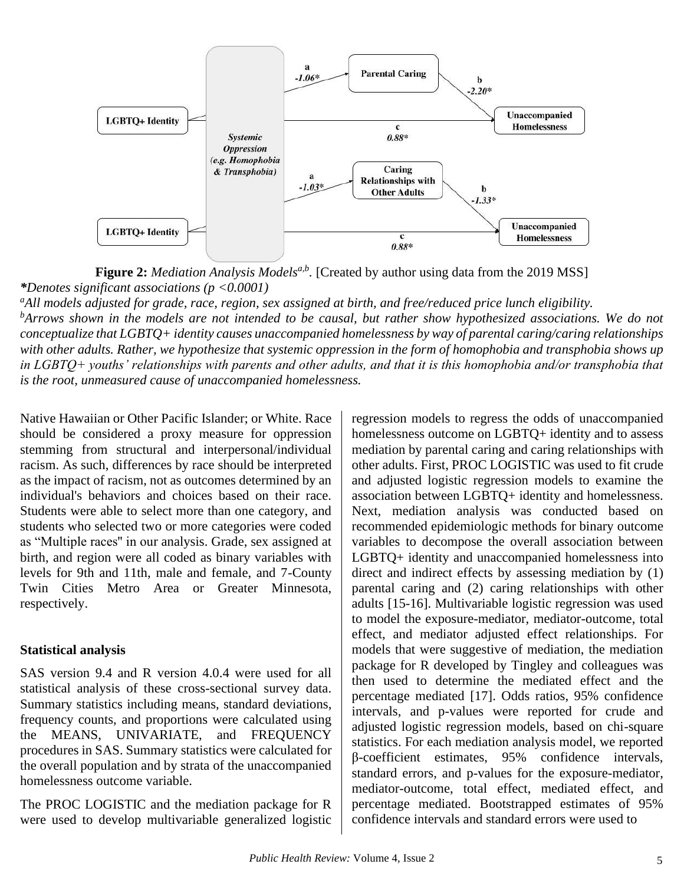**Figure 2:** *Mediation Analysis Models[a,b].* [Created by author using data from the 2019 MSS]

****Denotes significant associations (p <0.0001)*

*[a]All models adjusted for grade, race, region, sex assigned at birth, and free/reduced price lunch eligibility.*

*[b]Arrows shown in the models are not intended to be causal, but rather show hypothesized associations. We do not conceptualize that LGBTQ+ identity causes unaccompanied homelessness by way of parental caring/caring relationships with other adults. Rather, we hypothesize that systemic oppression in the form of homophobia and transphobia shows up in LGBTQ+ youths' relationships with parents and other adults, and that it is this homophobia and/or transphobia that is the root, unmeasured cause of unaccompanied homelessness.*

Native Hawaiian or Other Pacific Islander; or White. Race should be considered a proxy measure for oppression stemming from structural and interpersonal/individual racism. As such, differences by race should be interpreted as the impact of racism, not as outcomes determined by an individual's behaviors and choices based on their race. Students were able to select more than one category, and students who selected two or more categories were coded as "Multiple races" in our analysis. Grade, sex assigned at birth, and region were all coded as binary variables with levels for 9th and 11th, male and female, and 7-County Twin Cities Metro Area or Greater Minnesota, respectively.

### Statistical analysis

SAS version 9.4 and R version 4.0.4 were used for all statistical analysis of these cross-sectional survey data. Summary statistics including means, standard deviations, frequency counts, and proportions were calculated using the MEANS, UNIVARIATE, and FREQUENCY procedures in SAS. Summary statistics were calculated for the overall population and by strata of the unaccompanied homelessness outcome variable.

The PROC LOGISTIC and the mediation package for R were used to develop multivariable generalized logistic regression models to regress the odds of unaccompanied homelessness outcome on LGBTQ+ identity and to assess mediation by parental caring and caring relationships with other adults. First, PROC LOGISTIC was used to fit crude and adjusted logistic regression models to examine the association between LGBTQ+ identity and homelessness. Next, mediation analysis was conducted based on recommended epidemiologic methods for binary outcome variables to decompose the overall association between LGBTQ+ identity and unaccompanied homelessness into direct and indirect effects by assessing mediation by (1) parental caring and (2) caring relationships with other adults [15-16]. Multivariable logistic regression was used to model the exposure-mediator, mediator-outcome, total effect, and mediator adjusted effect relationships. For models that were suggestive of mediation, the mediation package for R developed by Tingley and colleagues was then used to determine the mediated effect and the percentage mediated [17]. Odds ratios, 95% confidence intervals, and p-values were reported for crude and adjusted logistic regression models, based on chi-square statistics. For each mediation analysis model, we reported β-coefficient estimates, 95% confidence intervals, standard errors, and p-values for the exposure-mediator, mediator-outcome, total effect, mediated effect, and percentage mediated. Bootstrapped estimates of 95% confidence intervals and standard errors were used to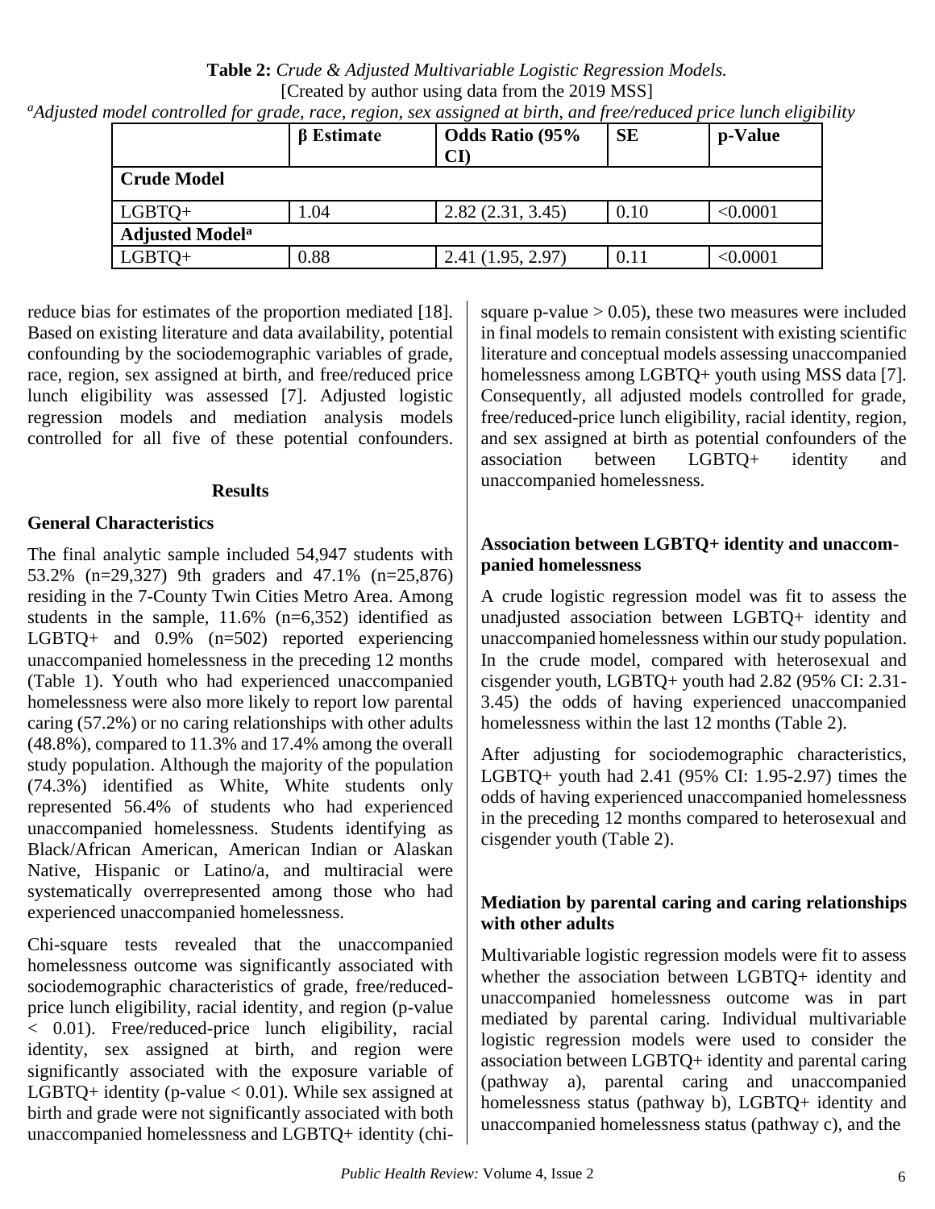**Table 2:** *Crude & Adjusted Multivariable Logistic Regression Models.*
[Created by author using data from the 2019 MSS]
[a]*Adjusted model controlled for grade, race, region, sex assigned at birth, and free/reduced price lunch eligibility*

| | β Estimate | Odds Ratio (95% CI) | SE | p-Value |
|---|---|---|---|---|
| **Crude Model** | | | | |
| LGBTQ+ | 1.04 | 2.82 (2.31, 3.45) | 0.10 | <0.0001 |
| **Adjusted Model[a]** | | | | |
| LGBTQ+ | 0.88 | 2.41 (1.95, 2.97) | 0.11 | <0.0001 |

reduce bias for estimates of the proportion mediated [18]. Based on existing literature and data availability, potential confounding by the sociodemographic variables of grade, race, region, sex assigned at birth, and free/reduced price lunch eligibility was assessed [7]. Adjusted logistic regression models and mediation analysis models controlled for all five of these potential confounders.

## Results

### General Characteristics

The final analytic sample included 54,947 students with 53.2% (n=29,327) 9th graders and 47.1% (n=25,876) residing in the 7-County Twin Cities Metro Area. Among students in the sample, 11.6% (n=6,352) identified as LGBTQ+ and 0.9% (n=502) reported experiencing unaccompanied homelessness in the preceding 12 months (Table 1). Youth who had experienced unaccompanied homelessness were also more likely to report low parental caring (57.2%) or no caring relationships with other adults (48.8%), compared to 11.3% and 17.4% among the overall study population. Although the majority of the population (74.3%) identified as White, White students only represented 56.4% of students who had experienced unaccompanied homelessness. Students identifying as Black/African American, American Indian or Alaskan Native, Hispanic or Latino/a, and multiracial were systematically overrepresented among those who had experienced unaccompanied homelessness.

Chi-square tests revealed that the unaccompanied homelessness outcome was significantly associated with sociodemographic characteristics of grade, free/reduced-price lunch eligibility, racial identity, and region (p-value < 0.01). Free/reduced-price lunch eligibility, racial identity, sex assigned at birth, and region were significantly associated with the exposure variable of LGBTQ+ identity (p-value < 0.01). While sex assigned at birth and grade were not significantly associated with both unaccompanied homelessness and LGBTQ+ identity (chi-square p-value > 0.05), these two measures were included in final models to remain consistent with existing scientific literature and conceptual models assessing unaccompanied homelessness among LGBTQ+ youth using MSS data [7]. Consequently, all adjusted models controlled for grade, free/reduced-price lunch eligibility, racial identity, region, and sex assigned at birth as potential confounders of the association between LGBTQ+ identity and unaccompanied homelessness.

### Association between LGBTQ+ identity and unaccompanied homelessness

A crude logistic regression model was fit to assess the unadjusted association between LGBTQ+ identity and unaccompanied homelessness within our study population. In the crude model, compared with heterosexual and cisgender youth, LGBTQ+ youth had 2.82 (95% CI: 2.31-3.45) the odds of having experienced unaccompanied homelessness within the last 12 months (Table 2).

After adjusting for sociodemographic characteristics, LGBTQ+ youth had 2.41 (95% CI: 1.95-2.97) times the odds of having experienced unaccompanied homelessness in the preceding 12 months compared to heterosexual and cisgender youth (Table 2).

### Mediation by parental caring and caring relationships with other adults

Multivariable logistic regression models were fit to assess whether the association between LGBTQ+ identity and unaccompanied homelessness outcome was in part mediated by parental caring. Individual multivariable logistic regression models were used to consider the association between LGBTQ+ identity and parental caring (pathway a), parental caring and unaccompanied homelessness status (pathway b), LGBTQ+ identity and unaccompanied homelessness status (pathway c), and the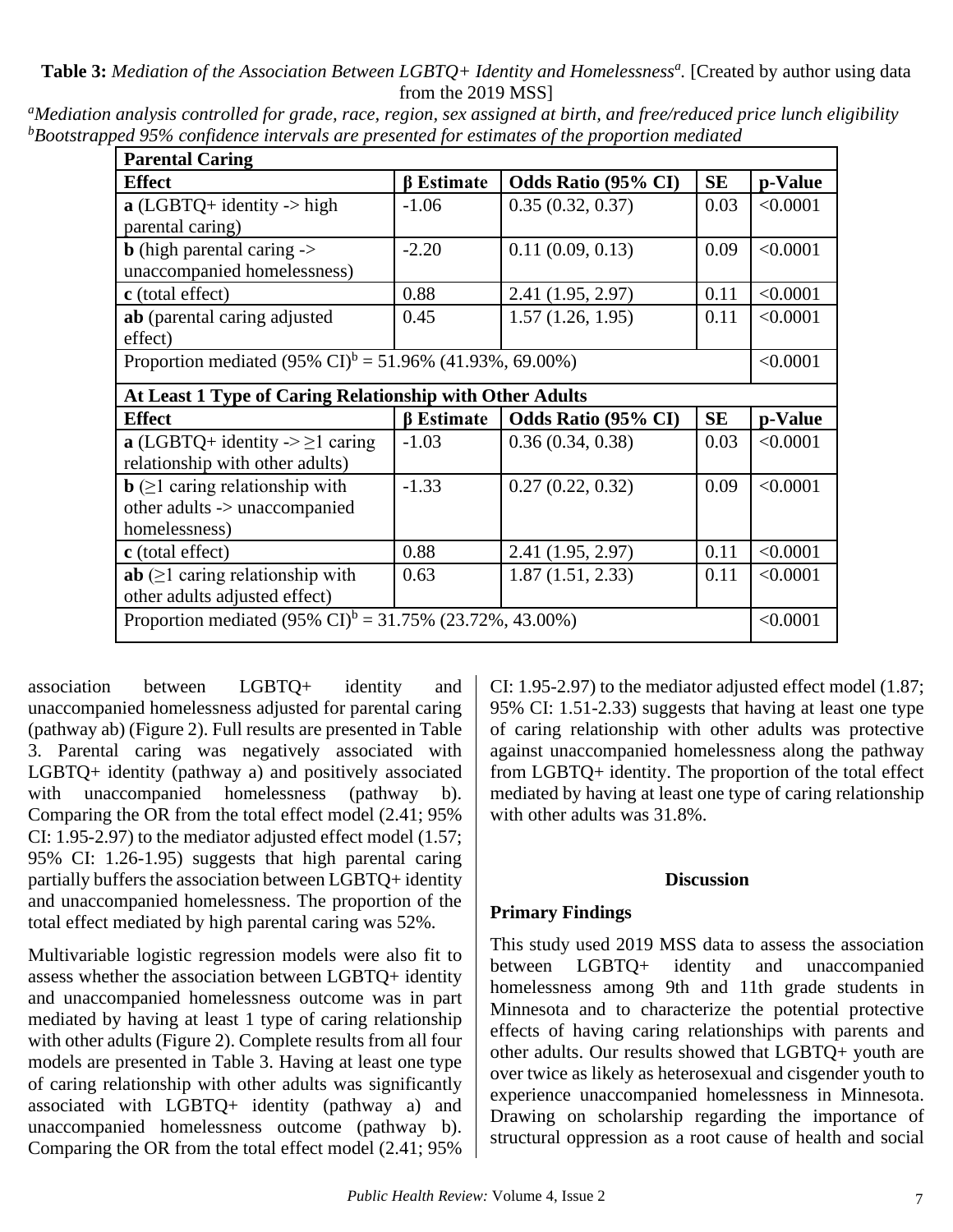**Table 3:** *Mediation of the Association Between LGBTQ+ Identity and Homelessness[a].* [Created by author using data from the 2019 MSS]

[a]*Mediation analysis controlled for grade, race, region, sex assigned at birth, and free/reduced price lunch eligibility*
[b]*Bootstrapped 95% confidence intervals are presented for estimates of the proportion mediated*

| **Parental Caring** | | | | |
|---|---|---|---|---|
| **Effect** | **β Estimate** | **Odds Ratio (95% CI)** | **SE** | **p-Value** |
| **a** (LGBTQ+ identity -> high parental caring) | -1.06 | 0.35 (0.32, 0.37) | 0.03 | <0.0001 |
| **b** (high parental caring -> unaccompanied homelessness) | -2.20 | 0.11 (0.09, 0.13) | 0.09 | <0.0001 |
| **c** (total effect) | 0.88 | 2.41 (1.95, 2.97) | 0.11 | <0.0001 |
| **ab** (parental caring adjusted effect) | 0.45 | 1.57 (1.26, 1.95) | 0.11 | <0.0001 |
| Proportion mediated (95% CI)[b] = 51.96% (41.93%, 69.00%) | | | | <0.0001 |
| **At Least 1 Type of Caring Relationship with Other Adults** | | | | |
| **Effect** | **β Estimate** | **Odds Ratio (95% CI)** | **SE** | **p-Value** |
| **a** (LGBTQ+ identity -> ≥1 caring relationship with other adults) | -1.03 | 0.36 (0.34, 0.38) | 0.03 | <0.0001 |
| **b** (≥1 caring relationship with other adults -> unaccompanied homelessness) | -1.33 | 0.27 (0.22, 0.32) | 0.09 | <0.0001 |
| **c** (total effect) | 0.88 | 2.41 (1.95, 2.97) | 0.11 | <0.0001 |
| **ab** (≥1 caring relationship with other adults adjusted effect) | 0.63 | 1.87 (1.51, 2.33) | 0.11 | <0.0001 |
| Proportion mediated (95% CI)[b] = 31.75% (23.72%, 43.00%) | | | | <0.0001 |

association between LGBTQ+ identity and unaccompanied homelessness adjusted for parental caring (pathway ab) (Figure 2). Full results are presented in Table 3. Parental caring was negatively associated with LGBTQ+ identity (pathway a) and positively associated with unaccompanied homelessness (pathway b). Comparing the OR from the total effect model (2.41; 95% CI: 1.95-2.97) to the mediator adjusted effect model (1.57; 95% CI: 1.26-1.95) suggests that high parental caring partially buffers the association between LGBTQ+ identity and unaccompanied homelessness. The proportion of the total effect mediated by high parental caring was 52%.

Multivariable logistic regression models were also fit to assess whether the association between LGBTQ+ identity and unaccompanied homelessness outcome was in part mediated by having at least 1 type of caring relationship with other adults (Figure 2). Complete results from all four models are presented in Table 3. Having at least one type of caring relationship with other adults was significantly associated with LGBTQ+ identity (pathway a) and unaccompanied homelessness outcome (pathway b). Comparing the OR from the total effect model (2.41; 95% CI: 1.95-2.97) to the mediator adjusted effect model (1.87; 95% CI: 1.51-2.33) suggests that having at least one type of caring relationship with other adults was protective against unaccompanied homelessness along the pathway from LGBTQ+ identity. The proportion of the total effect mediated by having at least one type of caring relationship with other adults was 31.8%.

## Discussion

### Primary Findings

This study used 2019 MSS data to assess the association between LGBTQ+ identity and unaccompanied homelessness among 9th and 11th grade students in Minnesota and to characterize the potential protective effects of having caring relationships with parents and other adults. Our results showed that LGBTQ+ youth are over twice as likely as heterosexual and cisgender youth to experience unaccompanied homelessness in Minnesota. Drawing on scholarship regarding the importance of structural oppression as a root cause of health and social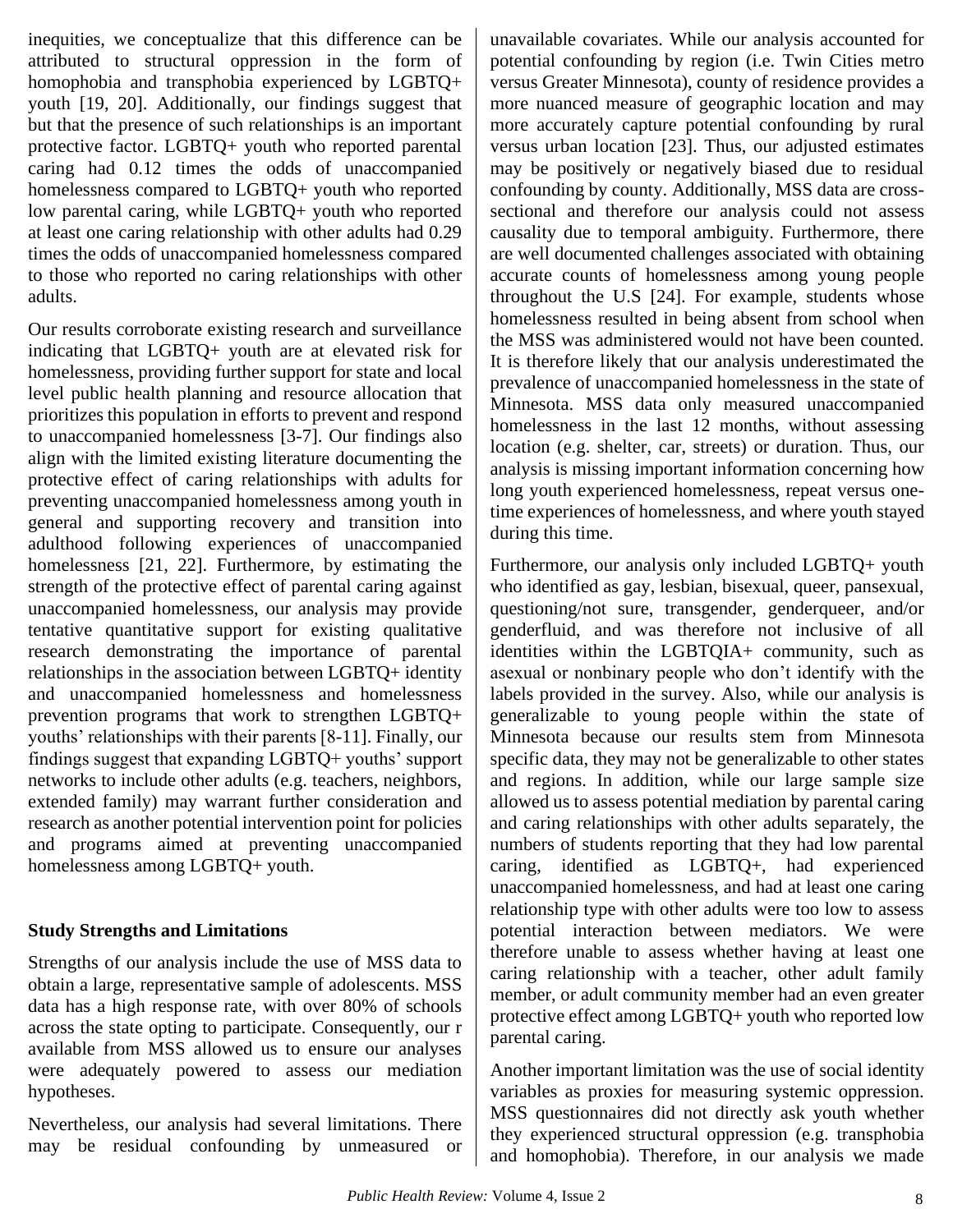inequities, we conceptualize that this difference can be attributed to structural oppression in the form of homophobia and transphobia experienced by LGBTQ+ youth [19, 20]. Additionally, our findings suggest that but that the presence of such relationships is an important protective factor. LGBTQ+ youth who reported parental caring had 0.12 times the odds of unaccompanied homelessness compared to LGBTQ+ youth who reported low parental caring, while LGBTQ+ youth who reported at least one caring relationship with other adults had 0.29 times the odds of unaccompanied homelessness compared to those who reported no caring relationships with other adults.

Our results corroborate existing research and surveillance indicating that LGBTQ+ youth are at elevated risk for homelessness, providing further support for state and local level public health planning and resource allocation that prioritizes this population in efforts to prevent and respond to unaccompanied homelessness [3-7]. Our findings also align with the limited existing literature documenting the protective effect of caring relationships with adults for preventing unaccompanied homelessness among youth in general and supporting recovery and transition into adulthood following experiences of unaccompanied homelessness [21, 22]. Furthermore, by estimating the strength of the protective effect of parental caring against unaccompanied homelessness, our analysis may provide tentative quantitative support for existing qualitative research demonstrating the importance of parental relationships in the association between LGBTQ+ identity and unaccompanied homelessness and homelessness prevention programs that work to strengthen LGBTQ+ youths' relationships with their parents [8-11]. Finally, our findings suggest that expanding LGBTQ+ youths' support networks to include other adults (e.g. teachers, neighbors, extended family) may warrant further consideration and research as another potential intervention point for policies and programs aimed at preventing unaccompanied homelessness among LGBTQ+ youth.

### Study Strengths and Limitations

Strengths of our analysis include the use of MSS data to obtain a large, representative sample of adolescents. MSS data has a high response rate, with over 80% of schools across the state opting to participate. Consequently, our r available from MSS allowed us to ensure our analyses were adequately powered to assess our mediation hypotheses.

Nevertheless, our analysis had several limitations. There may be residual confounding by unmeasured or unavailable covariates. While our analysis accounted for potential confounding by region (i.e. Twin Cities metro versus Greater Minnesota), county of residence provides a more nuanced measure of geographic location and may more accurately capture potential confounding by rural versus urban location [23]. Thus, our adjusted estimates may be positively or negatively biased due to residual confounding by county. Additionally, MSS data are cross-sectional and therefore our analysis could not assess causality due to temporal ambiguity. Furthermore, there are well documented challenges associated with obtaining accurate counts of homelessness among young people throughout the U.S [24]. For example, students whose homelessness resulted in being absent from school when the MSS was administered would not have been counted. It is therefore likely that our analysis underestimated the prevalence of unaccompanied homelessness in the state of Minnesota. MSS data only measured unaccompanied homelessness in the last 12 months, without assessing location (e.g. shelter, car, streets) or duration. Thus, our analysis is missing important information concerning how long youth experienced homelessness, repeat versus one-time experiences of homelessness, and where youth stayed during this time.

Furthermore, our analysis only included LGBTQ+ youth who identified as gay, lesbian, bisexual, queer, pansexual, questioning/not sure, transgender, genderqueer, and/or genderfluid, and was therefore not inclusive of all identities within the LGBTQIA+ community, such as asexual or nonbinary people who don't identify with the labels provided in the survey. Also, while our analysis is generalizable to young people within the state of Minnesota because our results stem from Minnesota specific data, they may not be generalizable to other states and regions. In addition, while our large sample size allowed us to assess potential mediation by parental caring and caring relationships with other adults separately, the numbers of students reporting that they had low parental caring, identified as LGBTQ+, had experienced unaccompanied homelessness, and had at least one caring relationship type with other adults were too low to assess potential interaction between mediators. We were therefore unable to assess whether having at least one caring relationship with a teacher, other adult family member, or adult community member had an even greater protective effect among LGBTQ+ youth who reported low parental caring.

Another important limitation was the use of social identity variables as proxies for measuring systemic oppression. MSS questionnaires did not directly ask youth whether they experienced structural oppression (e.g. transphobia and homophobia). Therefore, in our analysis we made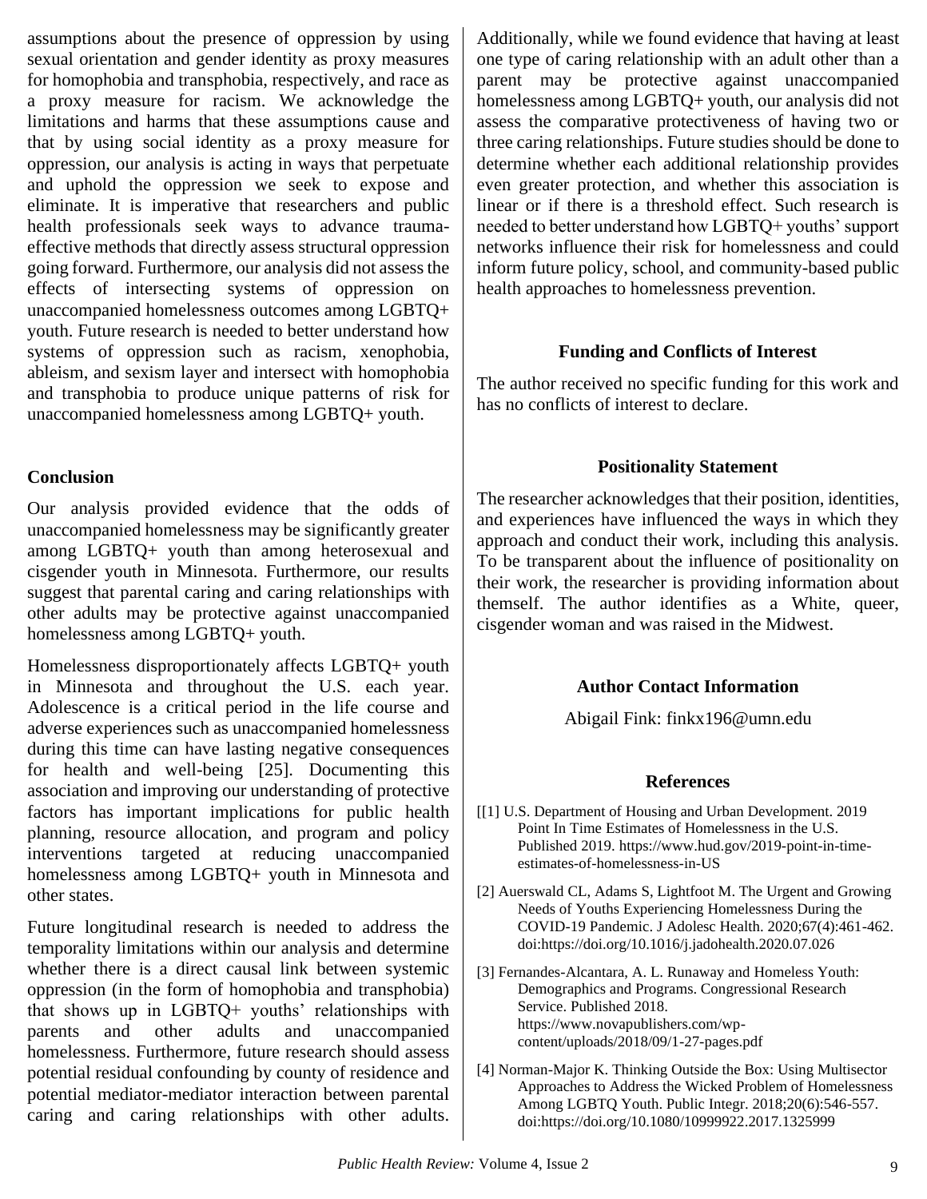assumptions about the presence of oppression by using sexual orientation and gender identity as proxy measures for homophobia and transphobia, respectively, and race as a proxy measure for racism. We acknowledge the limitations and harms that these assumptions cause and that by using social identity as a proxy measure for oppression, our analysis is acting in ways that perpetuate and uphold the oppression we seek to expose and eliminate. It is imperative that researchers and public health professionals seek ways to advance trauma-effective methods that directly assess structural oppression going forward. Furthermore, our analysis did not assess the effects of intersecting systems of oppression on unaccompanied homelessness outcomes among LGBTQ+ youth. Future research is needed to better understand how systems of oppression such as racism, xenophobia, ableism, and sexism layer and intersect with homophobia and transphobia to produce unique patterns of risk for unaccompanied homelessness among LGBTQ+ youth.

## Conclusion

Our analysis provided evidence that the odds of unaccompanied homelessness may be significantly greater among LGBTQ+ youth than among heterosexual and cisgender youth in Minnesota. Furthermore, our results suggest that parental caring and caring relationships with other adults may be protective against unaccompanied homelessness among LGBTQ+ youth.

Homelessness disproportionately affects LGBTQ+ youth in Minnesota and throughout the U.S. each year. Adolescence is a critical period in the life course and adverse experiences such as unaccompanied homelessness during this time can have lasting negative consequences for health and well-being [25]. Documenting this association and improving our understanding of protective factors has important implications for public health planning, resource allocation, and program and policy interventions targeted at reducing unaccompanied homelessness among LGBTQ+ youth in Minnesota and other states.

Future longitudinal research is needed to address the temporality limitations within our analysis and determine whether there is a direct causal link between systemic oppression (in the form of homophobia and transphobia) that shows up in LGBTQ+ youths' relationships with parents and other adults and unaccompanied homelessness. Furthermore, future research should assess potential residual confounding by county of residence and potential mediator-mediator interaction between parental caring and caring relationships with other adults. Additionally, while we found evidence that having at least one type of caring relationship with an adult other than a parent may be protective against unaccompanied homelessness among LGBTQ+ youth, our analysis did not assess the comparative protectiveness of having two or three caring relationships. Future studies should be done to determine whether each additional relationship provides even greater protection, and whether this association is linear or if there is a threshold effect. Such research is needed to better understand how LGBTQ+ youths' support networks influence their risk for homelessness and could inform future policy, school, and community-based public health approaches to homelessness prevention.

## Funding and Conflicts of Interest

The author received no specific funding for this work and has no conflicts of interest to declare.

## Positionality Statement

The researcher acknowledges that their position, identities, and experiences have influenced the ways in which they approach and conduct their work, including this analysis. To be transparent about the influence of positionality on their work, the researcher is providing information about themself. The author identifies as a White, queer, cisgender woman and was raised in the Midwest.

## Author Contact Information

Abigail Fink: finkx196@umn.edu

## References

[[1] U.S. Department of Housing and Urban Development. 2019 Point In Time Estimates of Homelessness in the U.S. Published 2019. https://www.hud.gov/2019-point-in-time-estimates-of-homelessness-in-US

[2] Auerswald CL, Adams S, Lightfoot M. The Urgent and Growing Needs of Youths Experiencing Homelessness During the COVID-19 Pandemic. J Adolesc Health. 2020;67(4):461-462. doi:https://doi.org/10.1016/j.jadohealth.2020.07.026

[3] Fernandes-Alcantara, A. L. Runaway and Homeless Youth: Demographics and Programs. Congressional Research Service. Published 2018. https://www.novapublishers.com/wp-content/uploads/2018/09/1-27-pages.pdf

[4] Norman-Major K. Thinking Outside the Box: Using Multisector Approaches to Address the Wicked Problem of Homelessness Among LGBTQ Youth. Public Integr. 2018;20(6):546-557. doi:https://doi.org/10.1080/10999922.2017.1325999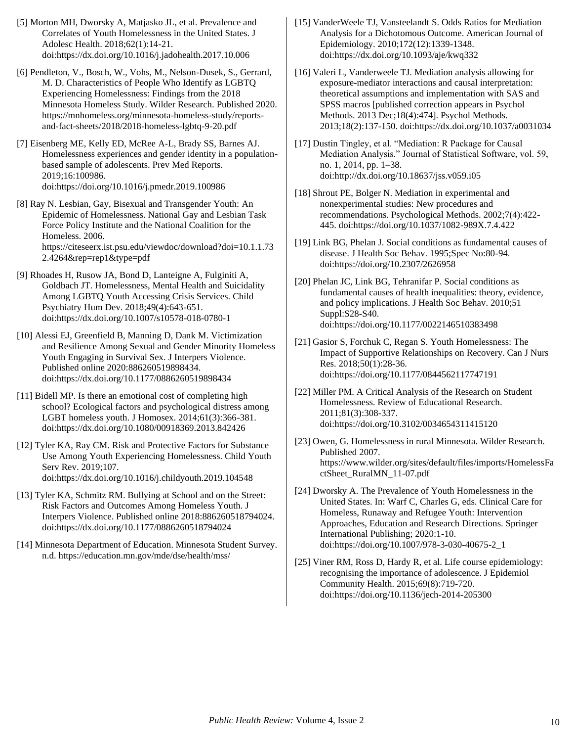[5] Morton MH, Dworsky A, Matjasko JL, et al. Prevalence and Correlates of Youth Homelessness in the United States. J Adolesc Health. 2018;62(1):14-21. doi:https://dx.doi.org/10.1016/j.jadohealth.2017.10.006

[6] Pendleton, V., Bosch, W., Vohs, M., Nelson-Dusek, S., Gerrard, M. D. Characteristics of People Who Identify as LGBTQ Experiencing Homelessness: Findings from the 2018 Minnesota Homeless Study. Wilder Research. Published 2020. https://mnhomeless.org/minnesota-homeless-study/reports-and-fact-sheets/2018/2018-homeless-lgbtq-9-20.pdf

[7] Eisenberg ME, Kelly ED, McRee A-L, Brady SS, Barnes AJ. Homelessness experiences and gender identity in a population-based sample of adolescents. Prev Med Reports. 2019;16:100986. doi:https://doi.org/10.1016/j.pmedr.2019.100986

[8] Ray N. Lesbian, Gay, Bisexual and Transgender Youth: An Epidemic of Homelessness. National Gay and Lesbian Task Force Policy Institute and the National Coalition for the Homeless. 2006. https://citeseerx.ist.psu.edu/viewdoc/download?doi=10.1.1.732.4264&rep=rep1&type=pdf

[9] Rhoades H, Rusow JA, Bond D, Lanteigne A, Fulginiti A, Goldbach JT. Homelessness, Mental Health and Suicidality Among LGBTQ Youth Accessing Crisis Services. Child Psychiatry Hum Dev. 2018;49(4):643-651. doi:https://dx.doi.org/10.1007/s10578-018-0780-1

[10] Alessi EJ, Greenfield B, Manning D, Dank M. Victimization and Resilience Among Sexual and Gender Minority Homeless Youth Engaging in Survival Sex. J Interpers Violence. Published online 2020:886260519898434. doi:https://dx.doi.org/10.1177/0886260519898434

[11] Bidell MP. Is there an emotional cost of completing high school? Ecological factors and psychological distress among LGBT homeless youth. J Homosex. 2014;61(3):366-381. doi:https://dx.doi.org/10.1080/00918369.2013.842426

[12] Tyler KA, Ray CM. Risk and Protective Factors for Substance Use Among Youth Experiencing Homelessness. Child Youth Serv Rev. 2019;107. doi:https://dx.doi.org/10.1016/j.childyouth.2019.104548

[13] Tyler KA, Schmitz RM. Bullying at School and on the Street: Risk Factors and Outcomes Among Homeless Youth. J Interpers Violence. Published online 2018:886260518794024. doi:https://dx.doi.org/10.1177/0886260518794024

[14] Minnesota Department of Education. Minnesota Student Survey. n.d. https://education.mn.gov/mde/dse/health/mss/

[15] VanderWeele TJ, Vansteelandt S. Odds Ratios for Mediation Analysis for a Dichotomous Outcome. American Journal of Epidemiology. 2010;172(12):1339-1348. doi:https://dx.doi.org/10.1093/aje/kwq332

[16] Valeri L, Vanderweele TJ. Mediation analysis allowing for exposure-mediator interactions and causal interpretation: theoretical assumptions and implementation with SAS and SPSS macros [published correction appears in Psychol Methods. 2013 Dec;18(4):474]. Psychol Methods. 2013;18(2):137-150. doi:https://dx.doi.org/10.1037/a0031034

[17] Dustin Tingley, et al. "Mediation: R Package for Causal Mediation Analysis." Journal of Statistical Software, vol. 59, no. 1, 2014, pp. 1–38. doi:http://dx.doi.org/10.18637/jss.v059.i05

[18] Shrout PE, Bolger N. Mediation in experimental and nonexperimental studies: New procedures and recommendations. Psychological Methods. 2002;7(4):422-445. doi:https://doi.org/10.1037/1082-989X.7.4.422

[19] Link BG, Phelan J. Social conditions as fundamental causes of disease. J Health Soc Behav. 1995;Spec No:80-94. doi:https://doi.org/10.2307/2626958

[20] Phelan JC, Link BG, Tehranifar P. Social conditions as fundamental causes of health inequalities: theory, evidence, and policy implications. J Health Soc Behav. 2010;51 Suppl:S28-S40. doi:https://doi.org/10.1177/0022146510383498

[21] Gasior S, Forchuk C, Regan S. Youth Homelessness: The Impact of Supportive Relationships on Recovery. Can J Nurs Res. 2018;50(1):28-36. doi:https://doi.org/10.1177/0844562117747191

[22] Miller PM. A Critical Analysis of the Research on Student Homelessness. Review of Educational Research. 2011;81(3):308-337. doi:https://doi.org/10.3102/0034654311415120

[23] Owen, G. Homelessness in rural Minnesota. Wilder Research. Published 2007. https://www.wilder.org/sites/default/files/imports/HomelessFactSheet_RuralMN_11-07.pdf

[24] Dworsky A. The Prevalence of Youth Homelessness in the United States. In: Warf C, Charles G, eds. Clinical Care for Homeless, Runaway and Refugee Youth: Intervention Approaches, Education and Research Directions. Springer International Publishing; 2020:1-10. doi:https://doi.org/10.1007/978-3-030-40675-2_1

[25] Viner RM, Ross D, Hardy R, et al. Life course epidemiology: recognising the importance of adolescence. J Epidemiol Community Health. 2015;69(8):719-720. doi:https://doi.org/10.1136/jech-2014-205300